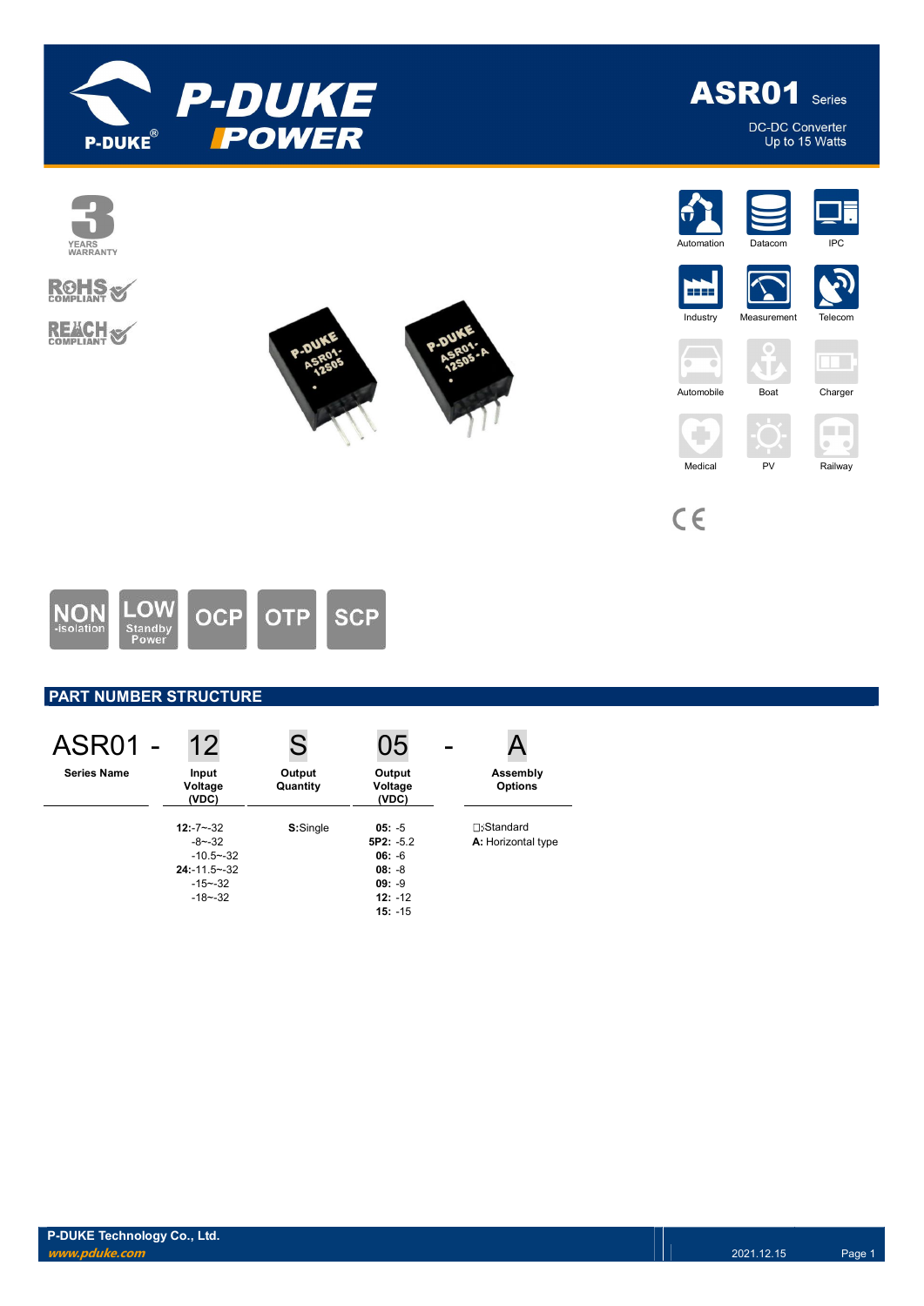# ASR01 Series

DC-DC Converter
Up to 15 Watts

3 YEARS WARRANTY

RoHS COMPLIANT

REACH COMPLIANT

Automation | Datacom | IPC | Industry | Measurement | Telecom | Automobile | Boat | Charger | Medical | PV | Railway

CE

NON -isolation | LOW Standby Power | OCP | OTP | SCP

## PART NUMBER STRUCTURE

| ASR01 - | 12 | S | 05 | - | A |
|---|---|---|---|---|---|
| **Series Name** | **Input Voltage (VDC)** | **Output Quantity** | **Output Voltage (VDC)** | | **Assembly Options** |
| | **12:**-7~-32<br>-8~-32<br>-10.5~-32<br>**24:**-11.5~-32<br>-15~-32<br>-18~-32 | **S:**Single | **05:** -5<br>**5P2:** -5.2<br>**06:** -6<br>**08:** -8<br>**09:** -9<br>**12:** -12<br>**15:** -15 | | ☐:Standard<br>**A:** Horizontal type |

**P-DUKE Technology Co., Ltd.**
*www.pduke.com*
2021.12.15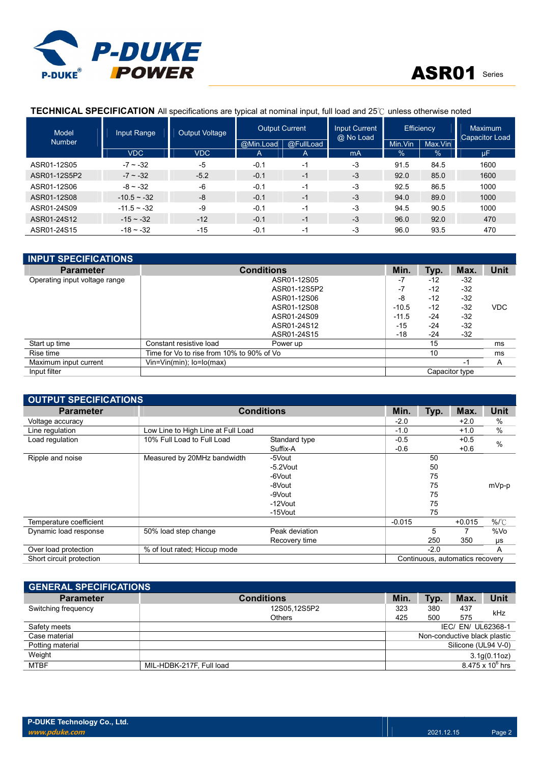**TECHNICAL SPECIFICATION** All specifications are typical at nominal input, full load and 25℃ unless otherwise noted

| Model Number | Input Range | Output Voltage | Output Current | | Input Current @ No Load | Efficiency | | Maximum Capacitor Load |
|---|---|---|---|---|---|---|---|---|
| | | | @Min.Load | @FullLoad | | Min.Vin | Max.Vin | |
| | VDC | VDC | A | A | mA | % | % | μF |
| ASR01-12S05 | -7 ~ -32 | -5 | -0.1 | -1 | -3 | 91.5 | 84.5 | 1600 |
| ASR01-12S5P2 | -7 ~ -32 | -5.2 | -0.1 | -1 | -3 | 92.0 | 85.0 | 1600 |
| ASR01-12S06 | -8 ~ -32 | -6 | -0.1 | -1 | -3 | 92.5 | 86.5 | 1000 |
| ASR01-12S08 | -10.5 ~ -32 | -8 | -0.1 | -1 | -3 | 94.0 | 89.0 | 1000 |
| ASR01-24S09 | -11.5 ~ -32 | -9 | -0.1 | -1 | -3 | 94.5 | 90.5 | 1000 |
| ASR01-24S12 | -15 ~ -32 | -12 | -0.1 | -1 | -3 | 96.0 | 92.0 | 470 |
| ASR01-24S15 | -18 ~ -32 | -15 | -0.1 | -1 | -3 | 96.0 | 93.5 | 470 |

## INPUT SPECIFICATIONS

| Parameter | Conditions | | Min. | Typ. | Max. | Unit |
|---|---|---|---|---|---|---|
| Operating input voltage range | | ASR01-12S05 | -7 | -12 | -32 | VDC |
| | | ASR01-12S5P2 | -7 | -12 | -32 | |
| | | ASR01-12S06 | -8 | -12 | -32 | |
| | | ASR01-12S08 | -10.5 | -12 | -32 | |
| | | ASR01-24S09 | -11.5 | -24 | -32 | |
| | | ASR01-24S12 | -15 | -24 | -32 | |
| | | ASR01-24S15 | -18 | -24 | -32 | |
| Start up time | Constant resistive load | Power up | | 15 | | ms |
| Rise time | Time for Vo to rise from 10% to 90% of Vo | | | 10 | | ms |
| Maximum input current | Vin=Vin(min); Io=Io(max) | | | | -1 | A |
| Input filter | | | Capacitor type | | | |

## OUTPUT SPECIFICATIONS

| Parameter | Conditions | | Min. | Typ. | Max. | Unit |
|---|---|---|---|---|---|---|
| Voltage accuracy | | | -2.0 | | +2.0 | % |
| Line regulation | Low Line to High Line at Full Load | | -1.0 | | +1.0 | % |
| Load regulation | 10% Full Load to Full Load | Standard type | -0.5 | | +0.5 | % |
| | | Suffix-A | -0.6 | | +0.6 | |
| Ripple and noise | Measured by 20MHz bandwidth | -5Vout | | 50 | | mVp-p |
| | | -5.2Vout | | 50 | | |
| | | -6Vout | | 75 | | |
| | | -8Vout | | 75 | | |
| | | -9Vout | | 75 | | |
| | | -12Vout | | 75 | | |
| | | -15Vout | | 75 | | |
| Temperature coefficient | | | -0.015 | | +0.015 | %/℃ |
| Dynamic load response | 50% load step change | Peak deviation | | 5 | 7 | %Vo |
| | | Recovery time | | 250 | 350 | μs |
| Over load protection | % of Iout rated; Hiccup mode | | | -2.0 | | A |
| Short circuit protection | | | Continuous, automatics recovery | | | |

## GENERAL SPECIFICATIONS

| Parameter | Conditions | Min. | Typ. | Max. | Unit |
|---|---|---|---|---|---|
| Switching frequency | 12S05,12S5P2 | 323 | 380 | 437 | kHz |
| | Others | 425 | 500 | 575 | |
| Safety meets | | IEC/ EN/ UL62368-1 | | | |
| Case material | | Non-conductive black plastic | | | |
| Potting material | | Silicone (UL94 V-0) | | | |
| Weight | | 3.1g(0.11oz) | | | |
| MTBF | MIL-HDBK-217F, Full load | $8.475 \times 10^6$ hrs | | | |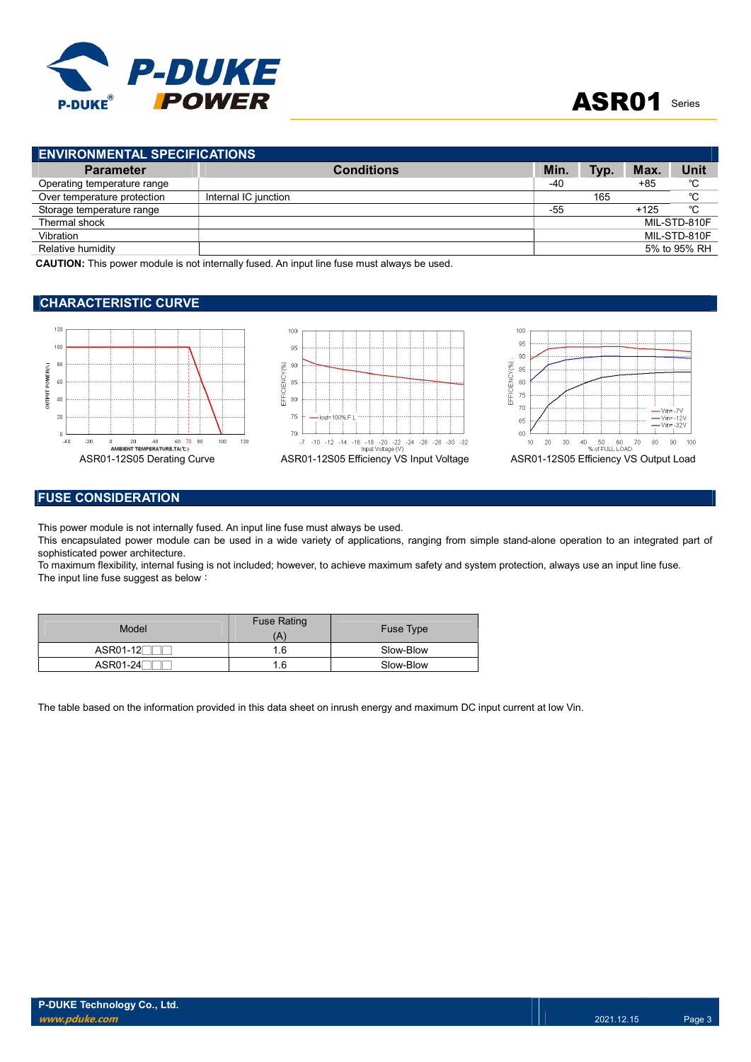## ENVIRONMENTAL SPECIFICATIONS

| Parameter | Conditions | Min. | Typ. | Max. | Unit |
|---|---|---|---|---|---|
| Operating temperature range | | -40 | | +85 | ℃ |
| Over temperature protection | Internal IC junction | | 165 | | ℃ |
| Storage temperature range | | -55 | | +125 | ℃ |
| Thermal shock | | | | | MIL-STD-810F |
| Vibration | | | | | MIL-STD-810F |
| Relative humidity | | | | | 5% to 95% RH |

**CAUTION:** This power module is not internally fused. An input line fuse must always be used.

## CHARACTERISTIC CURVE

ASR01-12S05 Derating Curve

ASR01-12S05 Efficiency VS Input Voltage

ASR01-12S05 Efficiency VS Output Load

## FUSE CONSIDERATION

This power module is not internally fused. An input line fuse must always be used.
This encapsulated power module can be used in a wide variety of applications, ranging from simple stand-alone operation to an integrated part of sophisticated power architecture.
To maximum flexibility, internal fusing is not included; however, to achieve maximum safety and system protection, always use an input line fuse.
The input line fuse suggest as below：

| Model | Fuse Rating (A) | Fuse Type |
|---|---|---|
| ASR01-12□□□ | 1.6 | Slow-Blow |
| ASR01-24□□□ | 1.6 | Slow-Blow |

The table based on the information provided in this data sheet on inrush energy and maximum DC input current at low Vin.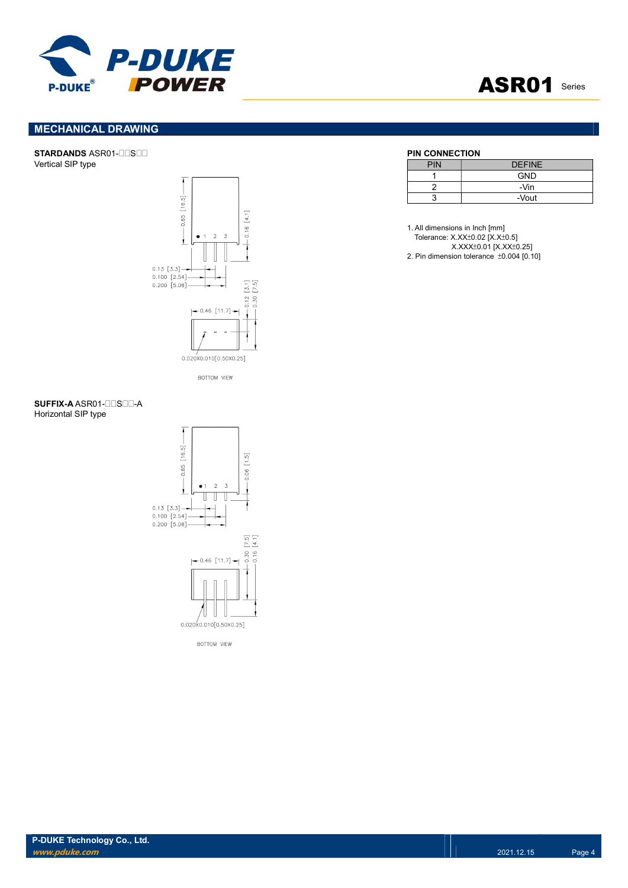## MECHANICAL DRAWING

**STARDANDS** ASR01-□□S□□
Vertical SIP type

BOTTOM VIEW

**SUFFIX-A** ASR01-□□S□□-A
Horizontal SIP type

BOTTOM VIEW

**PIN CONNECTION**

| PIN | DEFINE |
|---|---|
| 1 | GND |
| 2 | -Vin |
| 3 | -Vout |

1. All dimensions in Inch [mm]
   Tolerance: X.XX±0.02 [X.X±0.5]
   X.XXX±0.01 [X.XX±0.25]
2. Pin dimension tolerance ±0.004 [0.10]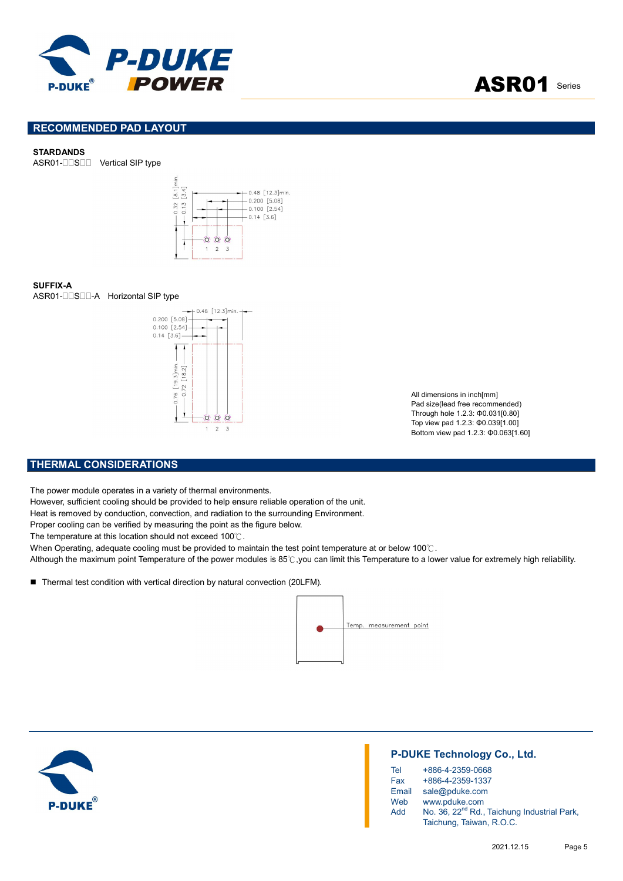## RECOMMENDED PAD LAYOUT

**STARDANDS**

ASR01-□□S□□ Vertical SIP type

0.32 [8.1]min.
0.13 [3.4]
0.48 [12.3]min.
0.200 [5.08]
0.100 [2.54]
0.14 [3.6]
1 2 3

**SUFFIX-A**

ASR01-□□S□□-A Horizontal SIP type

0.48 [12.3]min.
0.200 [5.08]
0.100 [2.54]
0.14 [3.6]
0.76 [19.3]min.
0.72 [18.2]
1 2 3

All dimensions in inch[mm]
Pad size(lead free recommended)
Through hole 1.2.3: Φ0.031[0.80]
Top view pad 1.2.3: Φ0.039[1.00]
Bottom view pad 1.2.3: Φ0.063[1.60]

## THERMAL CONSIDERATIONS

The power module operates in a variety of thermal environments.
However, sufficient cooling should be provided to help ensure reliable operation of the unit.
Heat is removed by conduction, convection, and radiation to the surrounding Environment.
Proper cooling can be verified by measuring the point as the figure below.
The temperature at this location should not exceed 100℃.
When Operating, adequate cooling must be provided to maintain the test point temperature at or below 100℃.
Although the maximum point Temperature of the power modules is 85℃,you can limit this Temperature to a lower value for extremely high reliability.

- Thermal test condition with vertical direction by natural convection (20LFM).

Temp. measurement point

**P-DUKE Technology Co., Ltd.**

Tel +886-4-2359-0668
Fax +886-4-2359-1337
Email sale@pduke.com
Web www.pduke.com
Add No. 36, 22nd Rd., Taichung Industrial Park, Taichung, Taiwan, R.O.C.

2021.12.15